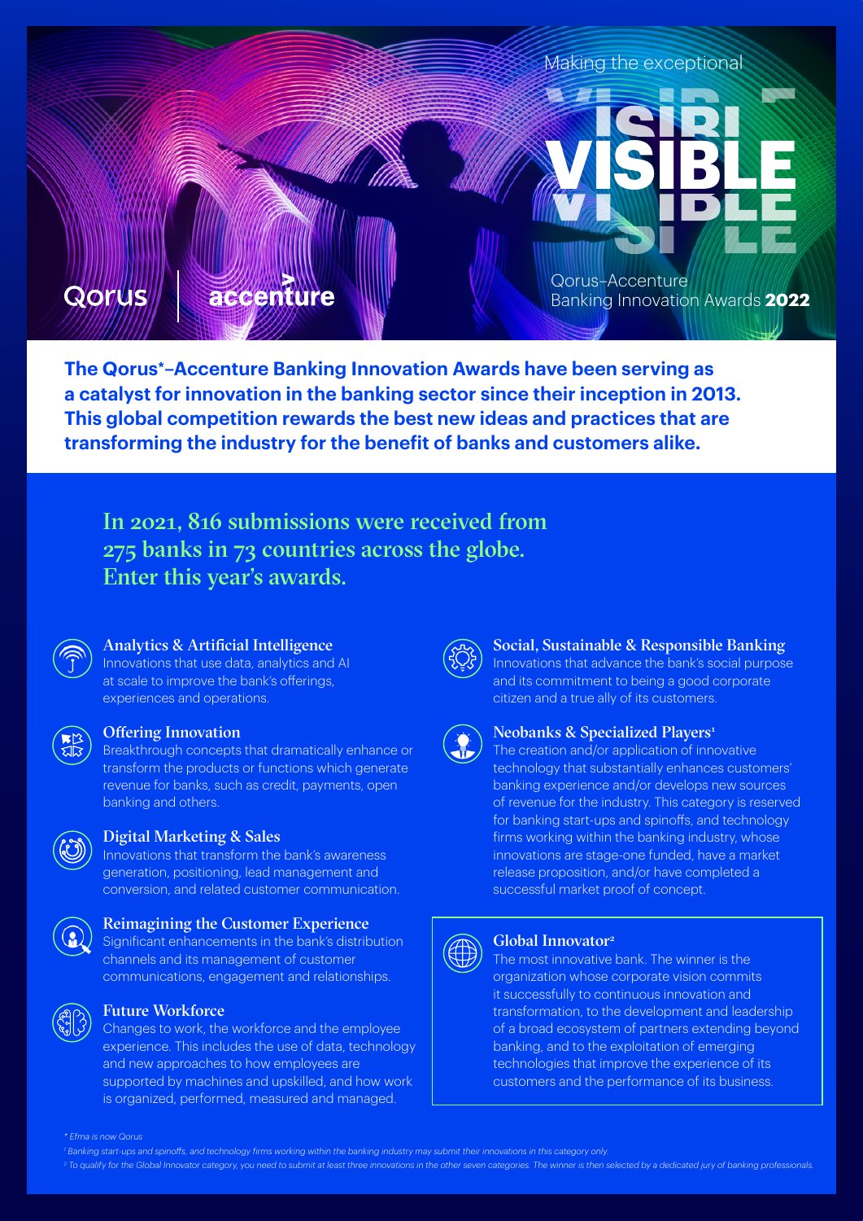Making the exceptional

# VISIBLE

Qorus | accenture

Qorus–Accenture Banking Innovation Awards **2022**

**The Qorus*–Accenture Banking Innovation Awards have been serving as a catalyst for innovation in the banking sector since their inception in 2013. This global competition rewards the best new ideas and practices that are transforming the industry for the benefit of banks and customers alike.**

## In 2021, 816 submissions were received from 275 banks in 73 countries across the globe. Enter this year's awards.

### Analytics & Artificial Intelligence

Innovations that use data, analytics and AI at scale to improve the bank's offerings, experiences and operations.

### Offering Innovation

Breakthrough concepts that dramatically enhance or transform the products or functions which generate revenue for banks, such as credit, payments, open banking and others.

### Digital Marketing & Sales

Innovations that transform the bank's awareness generation, positioning, lead management and conversion, and related customer communication.

### Reimagining the Customer Experience

Significant enhancements in the bank's distribution channels and its management of customer communications, engagement and relationships.

### Future Workforce

Changes to work, the workforce and the employee experience. This includes the use of data, technology and new approaches to how employees are supported by machines and upskilled, and how work is organized, performed, measured and managed.

### Social, Sustainable & Responsible Banking

Innovations that advance the bank's social purpose and its commitment to being a good corporate citizen and a true ally of its customers.

### Neobanks & Specialized Players[1]

The creation and/or application of innovative technology that substantially enhances customers' banking experience and/or develops new sources of revenue for the industry. This category is reserved for banking start-ups and spinoffs, and technology firms working within the banking industry, whose innovations are stage-one funded, have a market release proposition, and/or have completed a successful market proof of concept.

### Global Innovator[2]

The most innovative bank. The winner is the organization whose corporate vision commits it successfully to continuous innovation and transformation, to the development and leadership of a broad ecosystem of partners extending beyond banking, and to the exploitation of emerging technologies that improve the experience of its customers and the performance of its business.

*\* Efma is now Qorus*

*[1] Banking start-ups and spinoffs, and technology firms working within the banking industry may submit their innovations in this category only.*

*[2] To qualify for the Global Innovator category, you need to submit at least three innovations in the other seven categories. The winner is then selected by a dedicated jury of banking professionals.*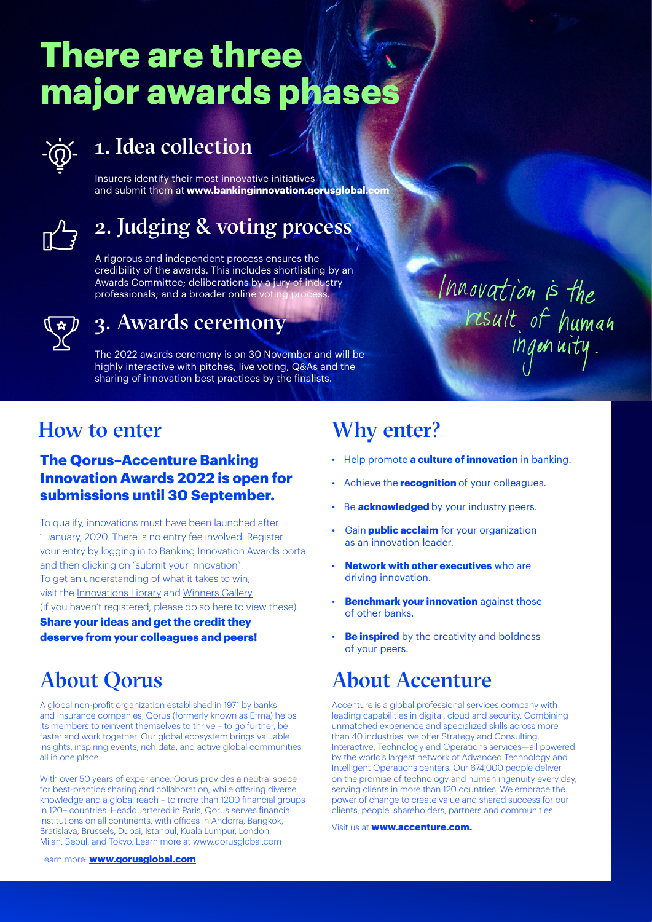# There are three major awards phases

## 1. Idea collection

Insurers identify their most innovative initiatives and submit them at **www.bankinginnovation.qorusglobal.com**

## 2. Judging & voting process

A rigorous and independent process ensures the credibility of the awards. This includes shortlisting by an Awards Committee; deliberations by a jury of industry professionals; and a broader online voting process.

## 3. Awards ceremony

The 2022 awards ceremony is on 30 November and will be highly interactive with pitches, live voting, Q&As and the sharing of innovation best practices by the finalists.

*Innovation is the result of human ingenuity.*

## How to enter

### The Qorus–Accenture Banking Innovation Awards 2022 is open for submissions until 30 September.

To qualify, innovations must have been launched after 1 January, 2020. There is no entry fee involved. Register your entry by logging in to Banking Innovation Awards portal and then clicking on "submit your innovation". To get an understanding of what it takes to win, visit the Innovations Library and Winners Gallery (if you haven't registered, please do so here to view these).

**Share your ideas and get the credit they deserve from your colleagues and peers!**

## Why enter?

- Help promote **a culture of innovation** in banking.
- Achieve the **recognition** of your colleagues.
- Be **acknowledged** by your industry peers.
- Gain **public acclaim** for your organization as an innovation leader.
- **Network with other executives** who are driving innovation.
- **Benchmark your innovation** against those of other banks.
- **Be inspired** by the creativity and boldness of your peers.

## About Qorus

A global non-profit organization established in 1971 by banks and insurance companies, Qorus (formerly known as Efma) helps its members to reinvent themselves to thrive – to go further, be faster and work together. Our global ecosystem brings valuable insights, inspiring events, rich data, and active global communities all in one place.

With over 50 years of experience, Qorus provides a neutral space for best-practice sharing and collaboration, while offering diverse knowledge and a global reach – to more than 1200 financial groups in 120+ countries. Headquartered in Paris, Qorus serves financial institutions on all continents, with offices in Andorra, Bangkok, Bratislava, Brussels, Dubai, Istanbul, Kuala Lumpur, London, Milan, Seoul, and Tokyo. Learn more at www.qorusglobal.com

Learn more: **www.qorusglobal.com**

## About Accenture

Accenture is a global professional services company with leading capabilities in digital, cloud and security. Combining unmatched experience and specialized skills across more than 40 industries, we offer Strategy and Consulting, Interactive, Technology and Operations services—all powered by the world's largest network of Advanced Technology and Intelligent Operations centers. Our 674,000 people deliver on the promise of technology and human ingenuity every day, serving clients in more than 120 countries. We embrace the power of change to create value and shared success for our clients, people, shareholders, partners and communities.

Visit us at **www.accenture.com.**